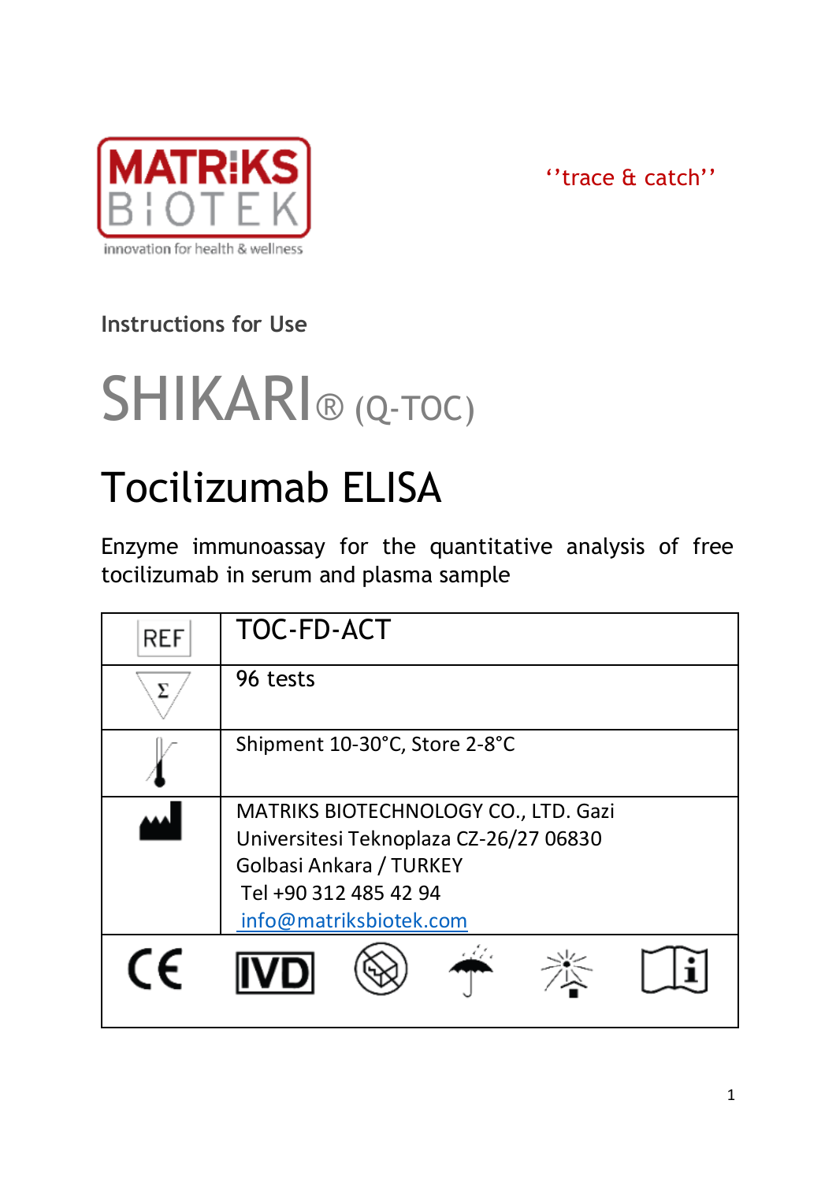MATRIKS BIOTEK
innovation for health & wellness

''trace & catch''

Instructions for Use

# SHIKARI® (Q-TOC)

# Tocilizumab ELISA

Enzyme immunoassay for the quantitative analysis of free tocilizumab in serum and plasma sample

| REF | TOC-FD-ACT |
|---|---|
| Σ | 96 tests |
| Temperature limit | Shipment 10-30°C, Store 2-8°C |
| Manufacturer | MATRIKS BIOTECHNOLOGY CO., LTD. Gazi Universitesi Teknoplaza CZ-26/27 06830 Golbasi Ankara / TURKEY<br>Tel +90 312 485 42 94<br>info@matriksbiotek.com |

CE IVD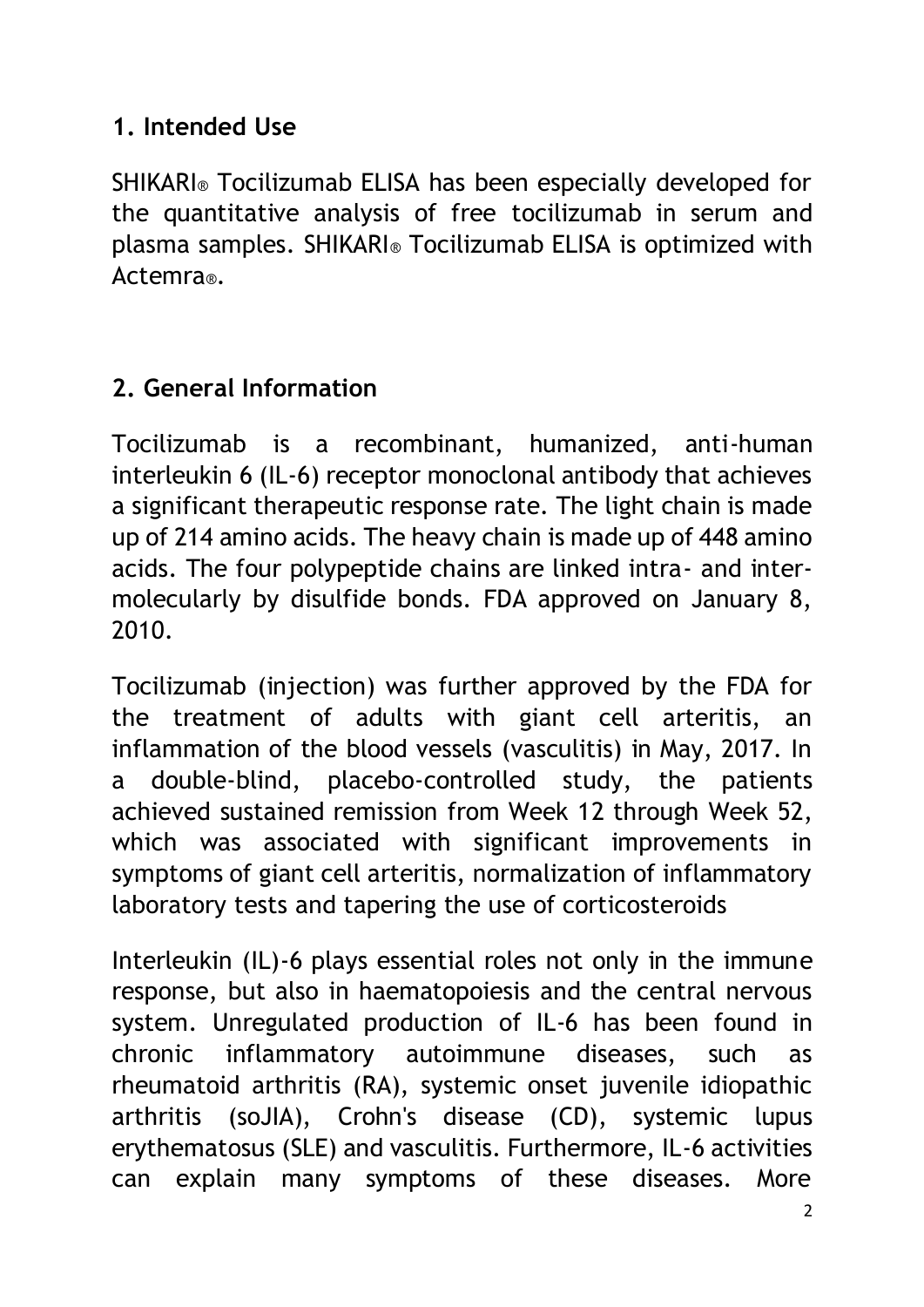## 1. Intended Use

SHIKARI® Tocilizumab ELISA has been especially developed for the quantitative analysis of free tocilizumab in serum and plasma samples. SHIKARI® Tocilizumab ELISA is optimized with Actemra®.

## 2. General Information

Tocilizumab is a recombinant, humanized, anti-human interleukin 6 (IL-6) receptor monoclonal antibody that achieves a significant therapeutic response rate. The light chain is made up of 214 amino acids. The heavy chain is made up of 448 amino acids. The four polypeptide chains are linked intra- and inter-molecularly by disulfide bonds. FDA approved on January 8, 2010.

Tocilizumab (injection) was further approved by the FDA for the treatment of adults with giant cell arteritis, an inflammation of the blood vessels (vasculitis) in May, 2017. In a double-blind, placebo-controlled study, the patients achieved sustained remission from Week 12 through Week 52, which was associated with significant improvements in symptoms of giant cell arteritis, normalization of inflammatory laboratory tests and tapering the use of corticosteroids

Interleukin (IL)-6 plays essential roles not only in the immune response, but also in haematopoiesis and the central nervous system. Unregulated production of IL-6 has been found in chronic inflammatory autoimmune diseases, such as rheumatoid arthritis (RA), systemic onset juvenile idiopathic arthritis (soJIA), Crohn's disease (CD), systemic lupus erythematosus (SLE) and vasculitis. Furthermore, IL-6 activities can explain many symptoms of these diseases. More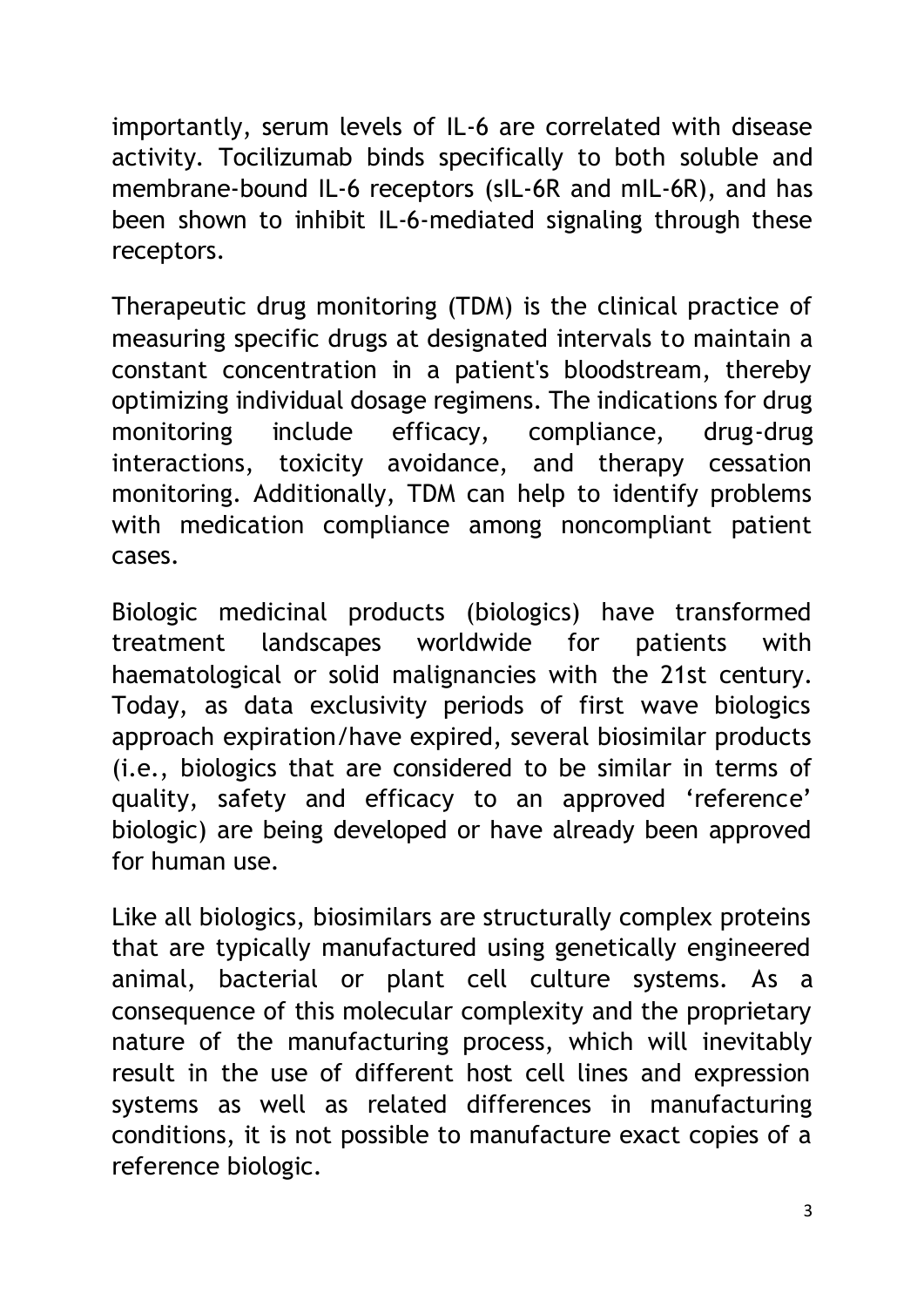importantly, serum levels of IL-6 are correlated with disease activity. Tocilizumab binds specifically to both soluble and membrane-bound IL-6 receptors (sIL-6R and mIL-6R), and has been shown to inhibit IL-6-mediated signaling through these receptors.

Therapeutic drug monitoring (TDM) is the clinical practice of measuring specific drugs at designated intervals to maintain a constant concentration in a patient's bloodstream, thereby optimizing individual dosage regimens. The indications for drug monitoring include efficacy, compliance, drug-drug interactions, toxicity avoidance, and therapy cessation monitoring. Additionally, TDM can help to identify problems with medication compliance among noncompliant patient cases.

Biologic medicinal products (biologics) have transformed treatment landscapes worldwide for patients with haematological or solid malignancies with the 21st century. Today, as data exclusivity periods of first wave biologics approach expiration/have expired, several biosimilar products (i.e., biologics that are considered to be similar in terms of quality, safety and efficacy to an approved 'reference' biologic) are being developed or have already been approved for human use.

Like all biologics, biosimilars are structurally complex proteins that are typically manufactured using genetically engineered animal, bacterial or plant cell culture systems. As a consequence of this molecular complexity and the proprietary nature of the manufacturing process, which will inevitably result in the use of different host cell lines and expression systems as well as related differences in manufacturing conditions, it is not possible to manufacture exact copies of a reference biologic.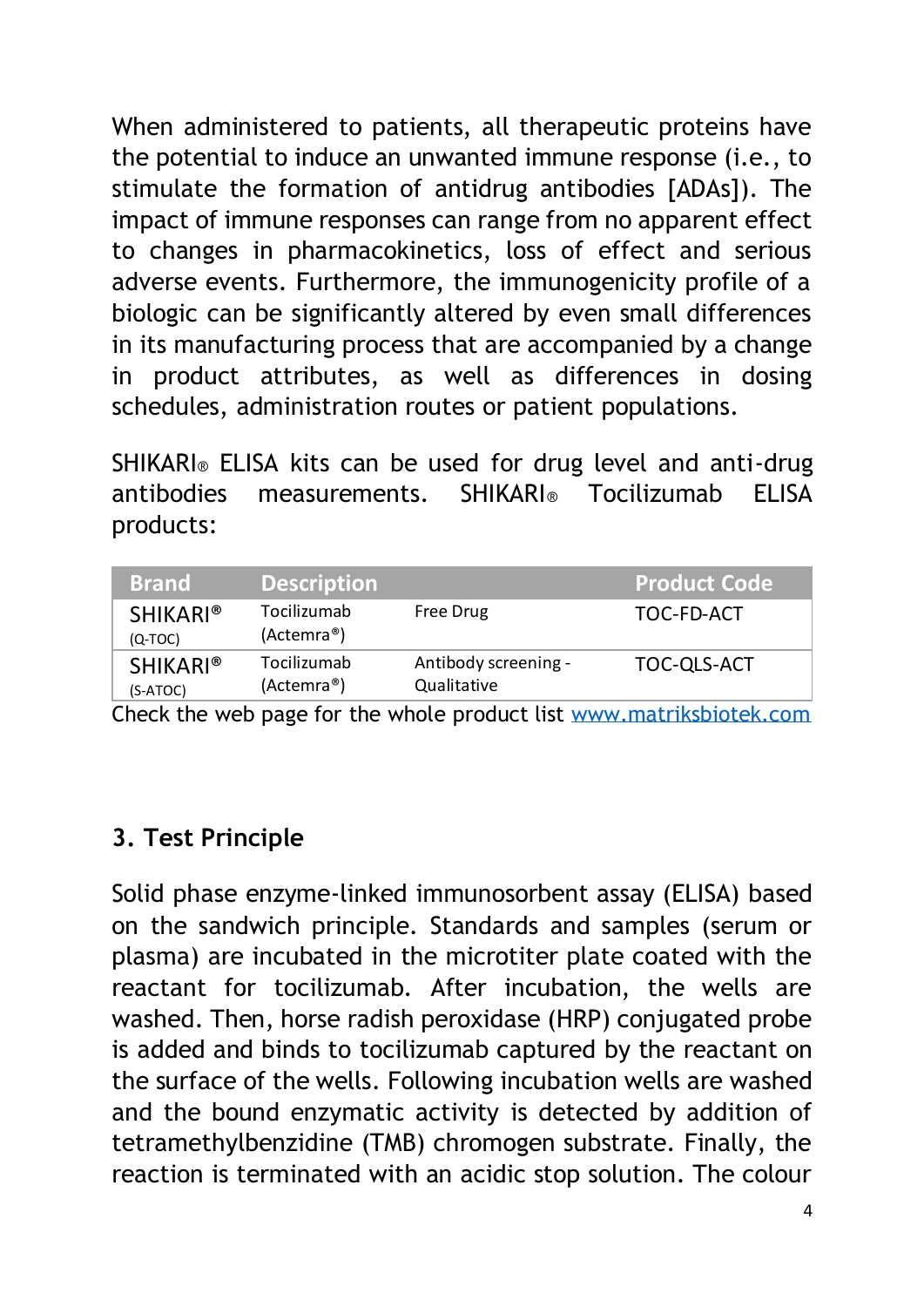When administered to patients, all therapeutic proteins have the potential to induce an unwanted immune response (i.e., to stimulate the formation of antidrug antibodies [ADAs]). The impact of immune responses can range from no apparent effect to changes in pharmacokinetics, loss of effect and serious adverse events. Furthermore, the immunogenicity profile of a biologic can be significantly altered by even small differences in its manufacturing process that are accompanied by a change in product attributes, as well as differences in dosing schedules, administration routes or patient populations.

SHIKARI® ELISA kits can be used for drug level and anti-drug antibodies measurements. SHIKARI® Tocilizumab ELISA products:

| Brand | Description | | Product Code |
|---|---|---|---|
| SHIKARI® (Q-TOC) | Tocilizumab (Actemra®) | Free Drug | TOC-FD-ACT |
| SHIKARI® (S-ATOC) | Tocilizumab (Actemra®) | Antibody screening - Qualitative | TOC-QLS-ACT |

Check the web page for the whole product list www.matriksbiotek.com

## 3. Test Principle

Solid phase enzyme-linked immunosorbent assay (ELISA) based on the sandwich principle. Standards and samples (serum or plasma) are incubated in the microtiter plate coated with the reactant for tocilizumab. After incubation, the wells are washed. Then, horse radish peroxidase (HRP) conjugated probe is added and binds to tocilizumab captured by the reactant on the surface of the wells. Following incubation wells are washed and the bound enzymatic activity is detected by addition of tetramethylbenzidine (TMB) chromogen substrate. Finally, the reaction is terminated with an acidic stop solution. The colour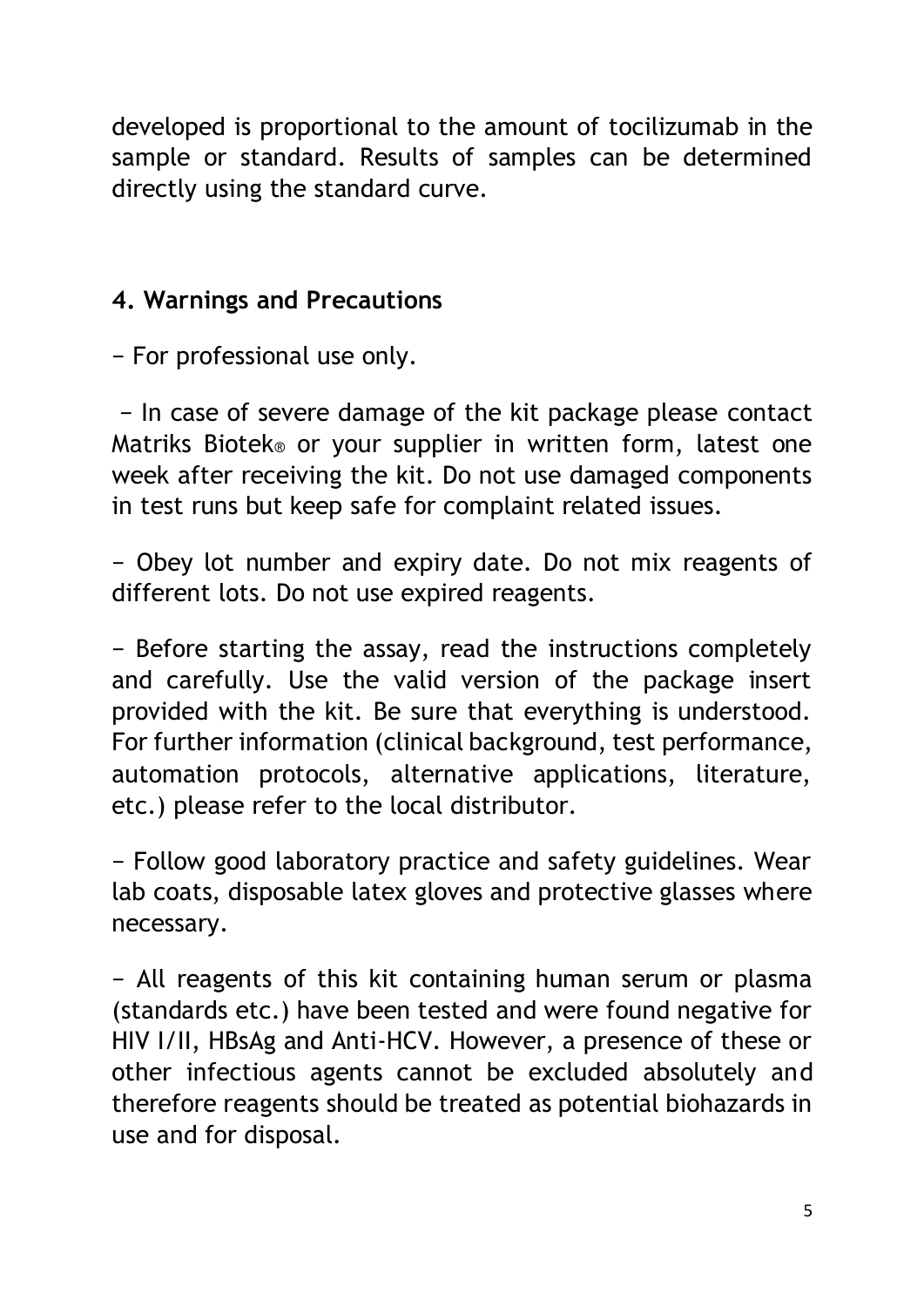developed is proportional to the amount of tocilizumab in the sample or standard. Results of samples can be determined directly using the standard curve.

## 4. Warnings and Precautions

− For professional use only.

− In case of severe damage of the kit package please contact Matriks Biotek® or your supplier in written form, latest one week after receiving the kit. Do not use damaged components in test runs but keep safe for complaint related issues.

− Obey lot number and expiry date. Do not mix reagents of different lots. Do not use expired reagents.

− Before starting the assay, read the instructions completely and carefully. Use the valid version of the package insert provided with the kit. Be sure that everything is understood. For further information (clinical background, test performance, automation protocols, alternative applications, literature, etc.) please refer to the local distributor.

− Follow good laboratory practice and safety guidelines. Wear lab coats, disposable latex gloves and protective glasses where necessary.

− All reagents of this kit containing human serum or plasma (standards etc.) have been tested and were found negative for HIV I/II, HBsAg and Anti-HCV. However, a presence of these or other infectious agents cannot be excluded absolutely and therefore reagents should be treated as potential biohazards in use and for disposal.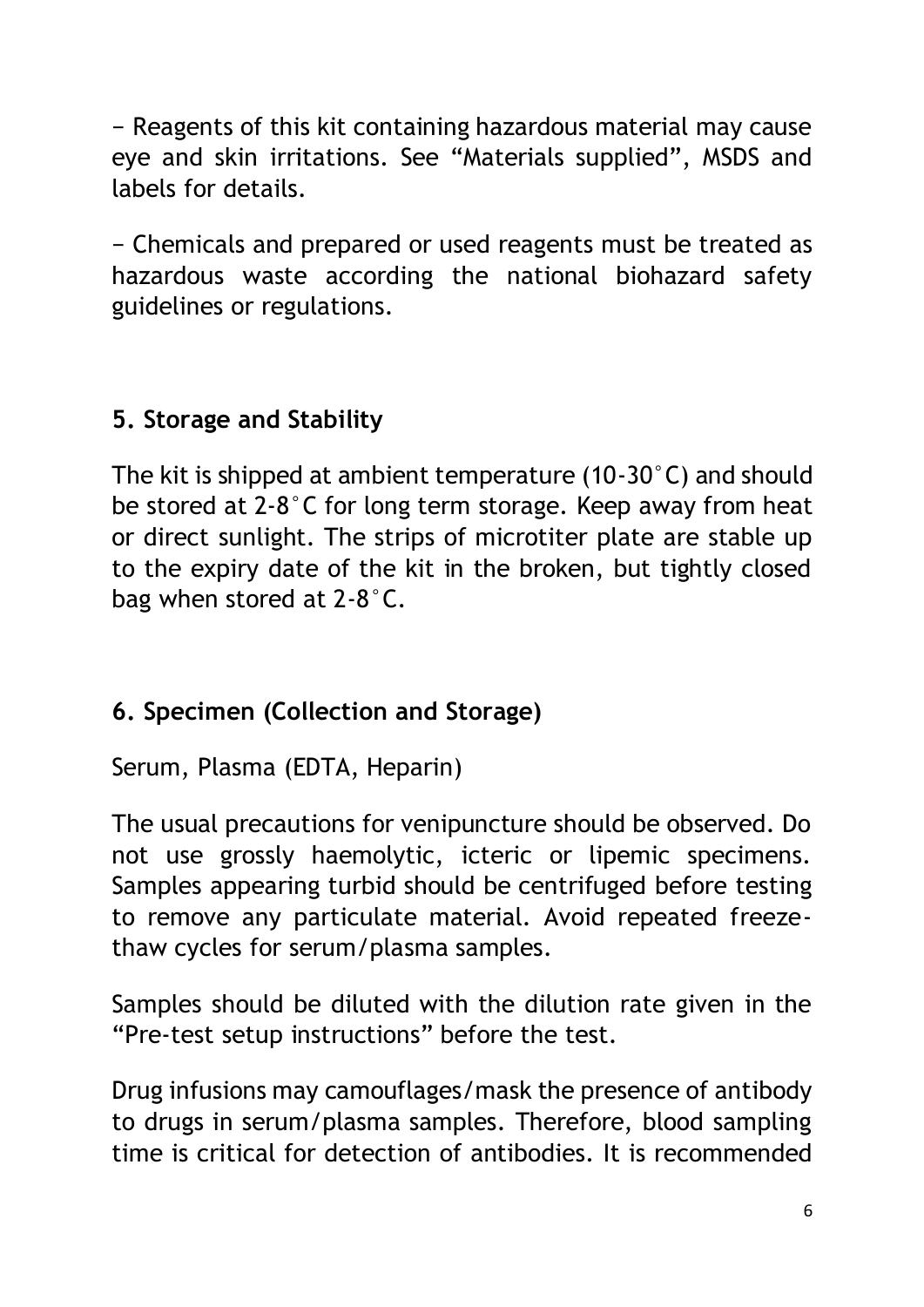− Reagents of this kit containing hazardous material may cause eye and skin irritations. See "Materials supplied", MSDS and labels for details.

− Chemicals and prepared or used reagents must be treated as hazardous waste according the national biohazard safety guidelines or regulations.

## 5. Storage and Stability

The kit is shipped at ambient temperature (10-30°C) and should be stored at 2-8°C for long term storage. Keep away from heat or direct sunlight. The strips of microtiter plate are stable up to the expiry date of the kit in the broken, but tightly closed bag when stored at 2-8°C.

## 6. Specimen (Collection and Storage)

Serum, Plasma (EDTA, Heparin)

The usual precautions for venipuncture should be observed. Do not use grossly haemolytic, icteric or lipemic specimens. Samples appearing turbid should be centrifuged before testing to remove any particulate material. Avoid repeated freeze-thaw cycles for serum/plasma samples.

Samples should be diluted with the dilution rate given in the "Pre-test setup instructions" before the test.

Drug infusions may camouflages/mask the presence of antibody to drugs in serum/plasma samples. Therefore, blood sampling time is critical for detection of antibodies. It is recommended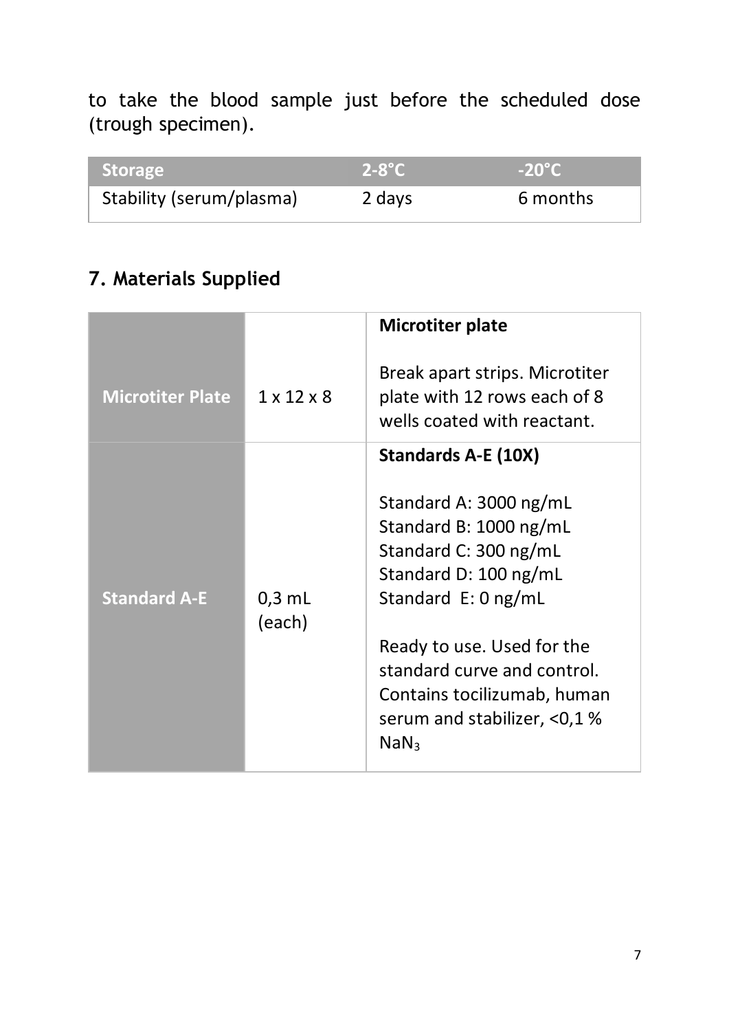to take the blood sample just before the scheduled dose (trough specimen).

| Storage | 2-8°C | -20°C |
|---|---|---|
| Stability (serum/plasma) | 2 days | 6 months |

## 7. Materials Supplied

| | | |
|---|---|---|
| **Microtiter Plate** | 1 x 12 x 8 | **Microtiter plate**<br><br>Break apart strips. Microtiter plate with 12 rows each of 8 wells coated with reactant. |
| **Standard A-E** | 0,3 mL (each) | **Standards A-E (10X)**<br><br>Standard A: 3000 ng/mL<br>Standard B: 1000 ng/mL<br>Standard C: 300 ng/mL<br>Standard D: 100 ng/mL<br>Standard E: 0 ng/mL<br><br>Ready to use. Used for the standard curve and control. Contains tocilizumab, human serum and stabilizer, <0,1 % $NaN_3$ |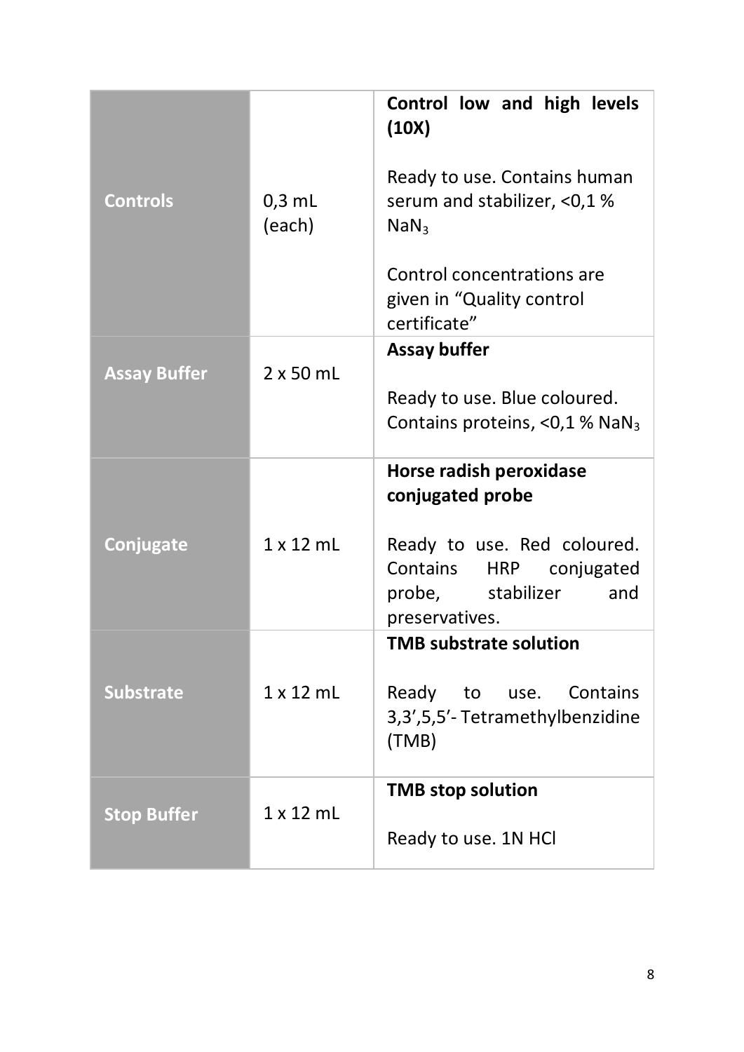| | | |
|---|---|---|
| **Controls** | 0,3 mL (each) | **Control low and high levels (10X)**<br><br>Ready to use. Contains human serum and stabilizer, <0,1 % $NaN_3$<br><br>Control concentrations are given in “Quality control certificate” |
| **Assay Buffer** | 2 x 50 mL | **Assay buffer**<br><br>Ready to use. Blue coloured. Contains proteins, <0,1 % $NaN_3$ |
| **Conjugate** | 1 x 12 mL | **Horse radish peroxidase conjugated probe**<br><br>Ready to use. Red coloured. Contains HRP conjugated probe, stabilizer and preservatives. |
| **Substrate** | 1 x 12 mL | **TMB substrate solution**<br><br>Ready to use. Contains 3,3’,5,5’- Tetramethylbenzidine (TMB) |
| **Stop Buffer** | 1 x 12 mL | **TMB stop solution**<br><br>Ready to use. 1N HCl |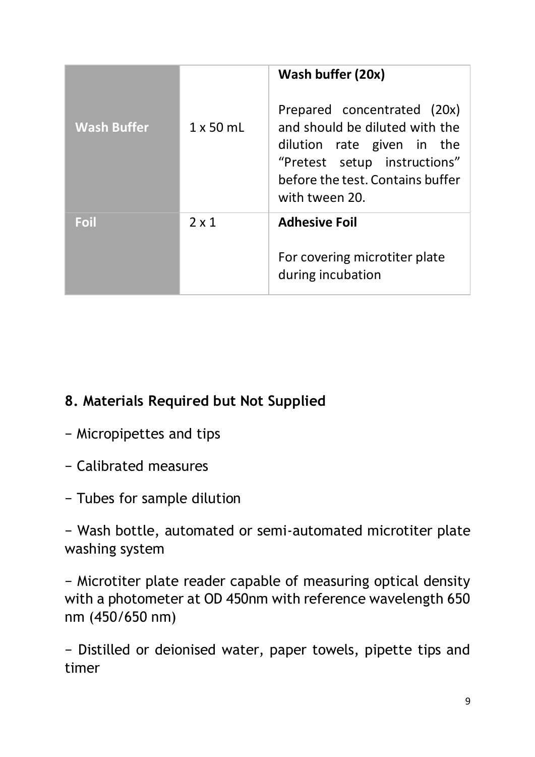| Wash Buffer | 1 x 50 mL | **Wash buffer (20x)**<br><br>Prepared concentrated (20x) and should be diluted with the dilution rate given in the “Pretest setup instructions” before the test. Contains buffer with tween 20. |
|---|---|---|
| Foil | 2 x 1 | **Adhesive Foil**<br><br>For covering microtiter plate during incubation |

## 8. Materials Required but Not Supplied

− Micropipettes and tips

− Calibrated measures

− Tubes for sample dilution

− Wash bottle, automated or semi-automated microtiter plate washing system

− Microtiter plate reader capable of measuring optical density with a photometer at OD 450nm with reference wavelength 650 nm (450/650 nm)

− Distilled or deionised water, paper towels, pipette tips and timer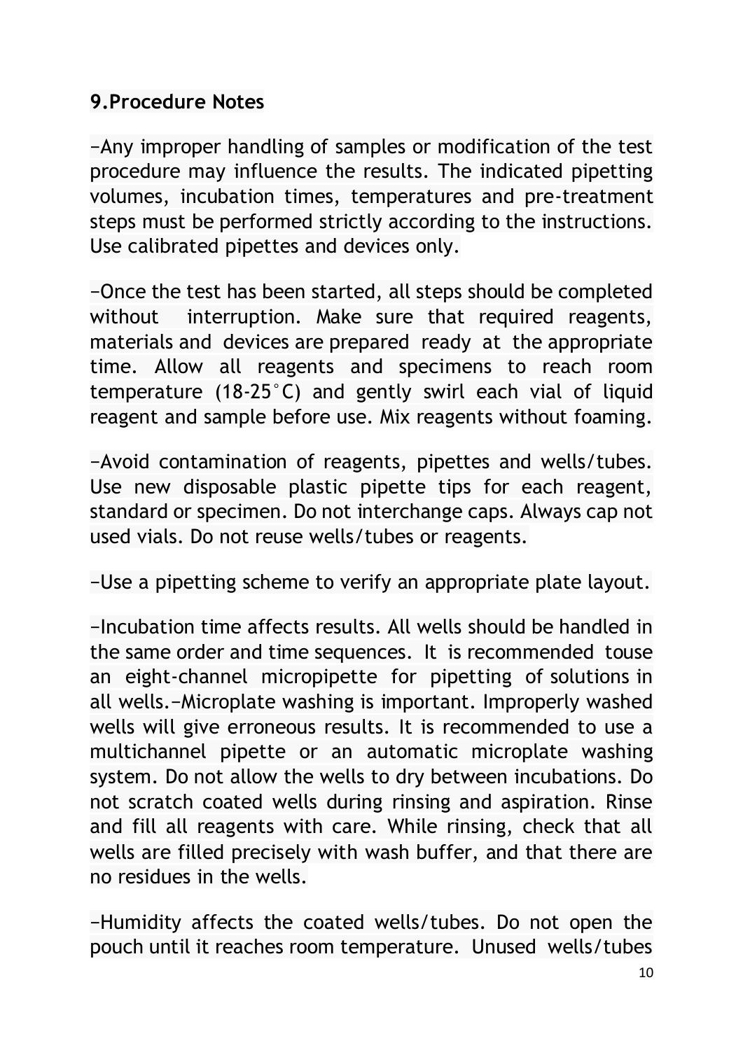## 9.Procedure Notes

−Any improper handling of samples or modification of the test procedure may influence the results. The indicated pipetting volumes, incubation times, temperatures and pre-treatment steps must be performed strictly according to the instructions. Use calibrated pipettes and devices only.

−Once the test has been started, all steps should be completed without interruption. Make sure that required reagents, materials and devices are prepared ready at the appropriate time. Allow all reagents and specimens to reach room temperature (18-25°C) and gently swirl each vial of liquid reagent and sample before use. Mix reagents without foaming.

−Avoid contamination of reagents, pipettes and wells/tubes. Use new disposable plastic pipette tips for each reagent, standard or specimen. Do not interchange caps. Always cap not used vials. Do not reuse wells/tubes or reagents.

−Use a pipetting scheme to verify an appropriate plate layout.

−Incubation time affects results. All wells should be handled in the same order and time sequences. It is recommended touse an eight-channel micropipette for pipetting of solutions in all wells.−Microplate washing is important. Improperly washed wells will give erroneous results. It is recommended to use a multichannel pipette or an automatic microplate washing system. Do not allow the wells to dry between incubations. Do not scratch coated wells during rinsing and aspiration. Rinse and fill all reagents with care. While rinsing, check that all wells are filled precisely with wash buffer, and that there are no residues in the wells.

−Humidity affects the coated wells/tubes. Do not open the pouch until it reaches room temperature. Unused wells/tubes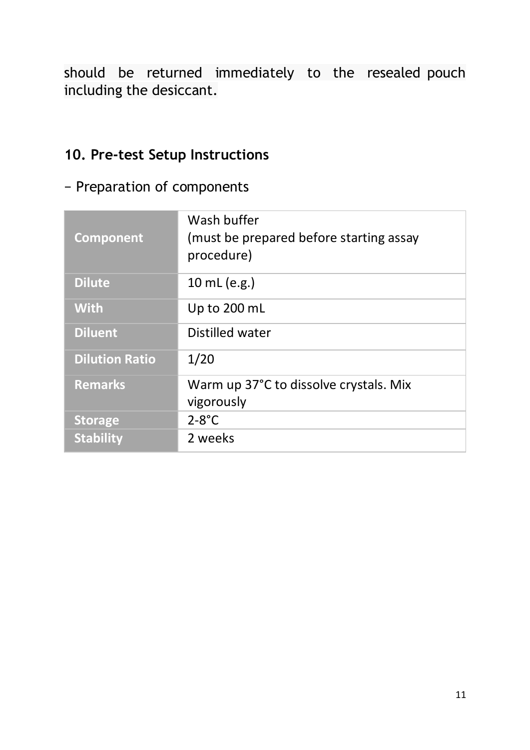should be returned immediately to the resealed pouch including the desiccant.

## 10. Pre-test Setup Instructions

− Preparation of components

| **Component** | Wash buffer<br>(must be prepared before starting assay procedure) |
| --- | --- |
| **Dilute** | 10 mL (e.g.) |
| **With** | Up to 200 mL |
| **Diluent** | Distilled water |
| **Dilution Ratio** | 1/20 |
| **Remarks** | Warm up 37°C to dissolve crystals. Mix vigorously |
| **Storage** | 2-8°C |
| **Stability** | 2 weeks |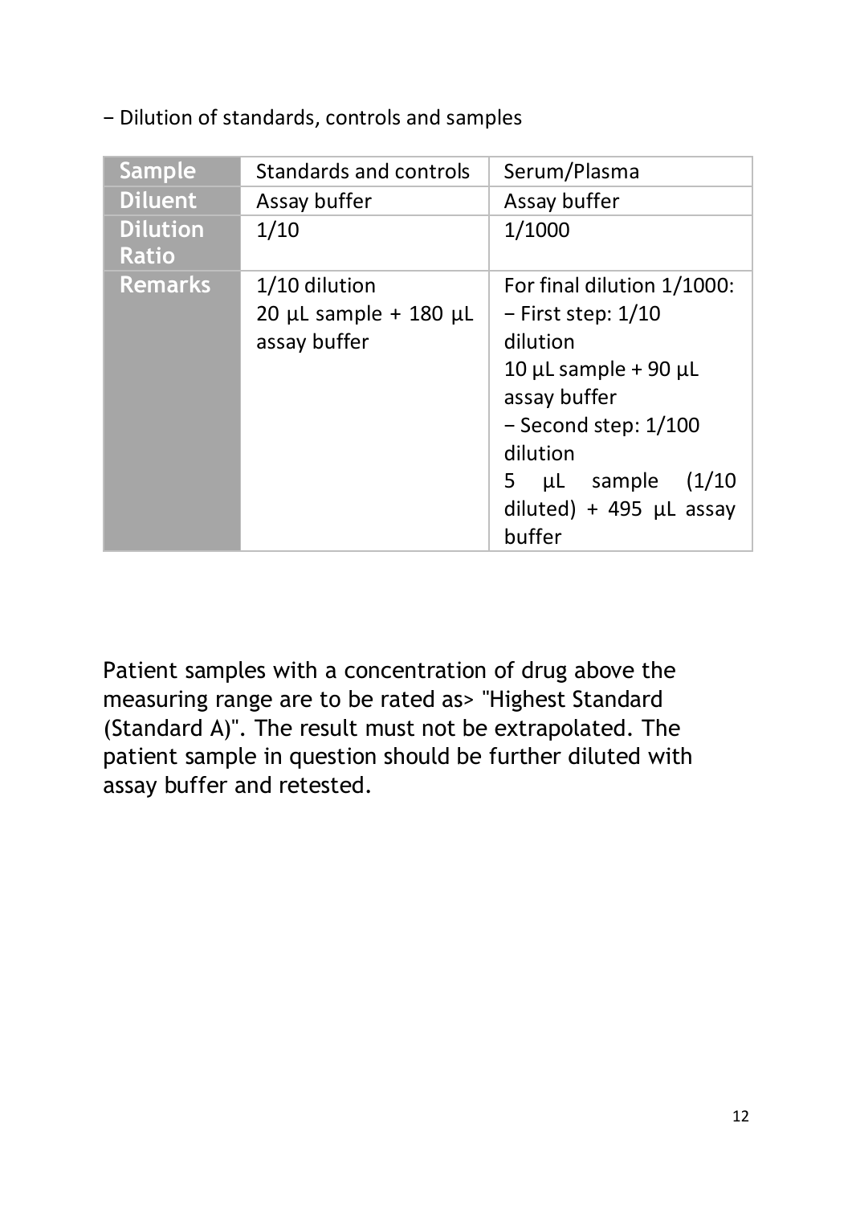− Dilution of standards, controls and samples

| Sample | Standards and controls | Serum/Plasma |
|---|---|---|
| Diluent | Assay buffer | Assay buffer |
| Dilution Ratio | 1/10 | 1/1000 |
| Remarks | 1/10 dilution<br>20 µL sample + 180 µL assay buffer | For final dilution 1/1000:<br>− First step: 1/10 dilution<br>10 µL sample + 90 µL assay buffer<br>− Second step: 1/100 dilution<br>5 µL sample (1/10 diluted) + 495 µL assay buffer |

Patient samples with a concentration of drug above the measuring range are to be rated as> "Highest Standard (Standard A)". The result must not be extrapolated. The patient sample in question should be further diluted with assay buffer and retested.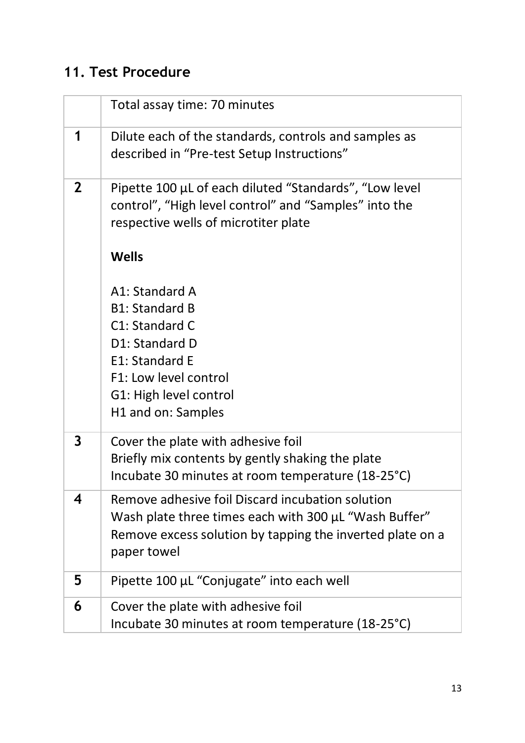## 11. Test Procedure

| | Total assay time: 70 minutes |
|---|---|
| **1** | Dilute each of the standards, controls and samples as described in “Pre-test Setup Instructions” |
| **2** | Pipette 100 µL of each diluted “Standards”, “Low level control”, “High level control” and “Samples” into the respective wells of microtiter plate<br><br>**Wells**<br><br>A1: Standard A<br>B1: Standard B<br>C1: Standard C<br>D1: Standard D<br>E1: Standard E<br>F1: Low level control<br>G1: High level control<br>H1 and on: Samples |
| **3** | Cover the plate with adhesive foil<br>Briefly mix contents by gently shaking the plate<br>Incubate 30 minutes at room temperature (18-25°C) |
| **4** | Remove adhesive foil Discard incubation solution<br>Wash plate three times each with 300 µL “Wash Buffer”<br>Remove excess solution by tapping the inverted plate on a paper towel |
| **5** | Pipette 100 µL “Conjugate” into each well |
| **6** | Cover the plate with adhesive foil<br>Incubate 30 minutes at room temperature (18-25°C) |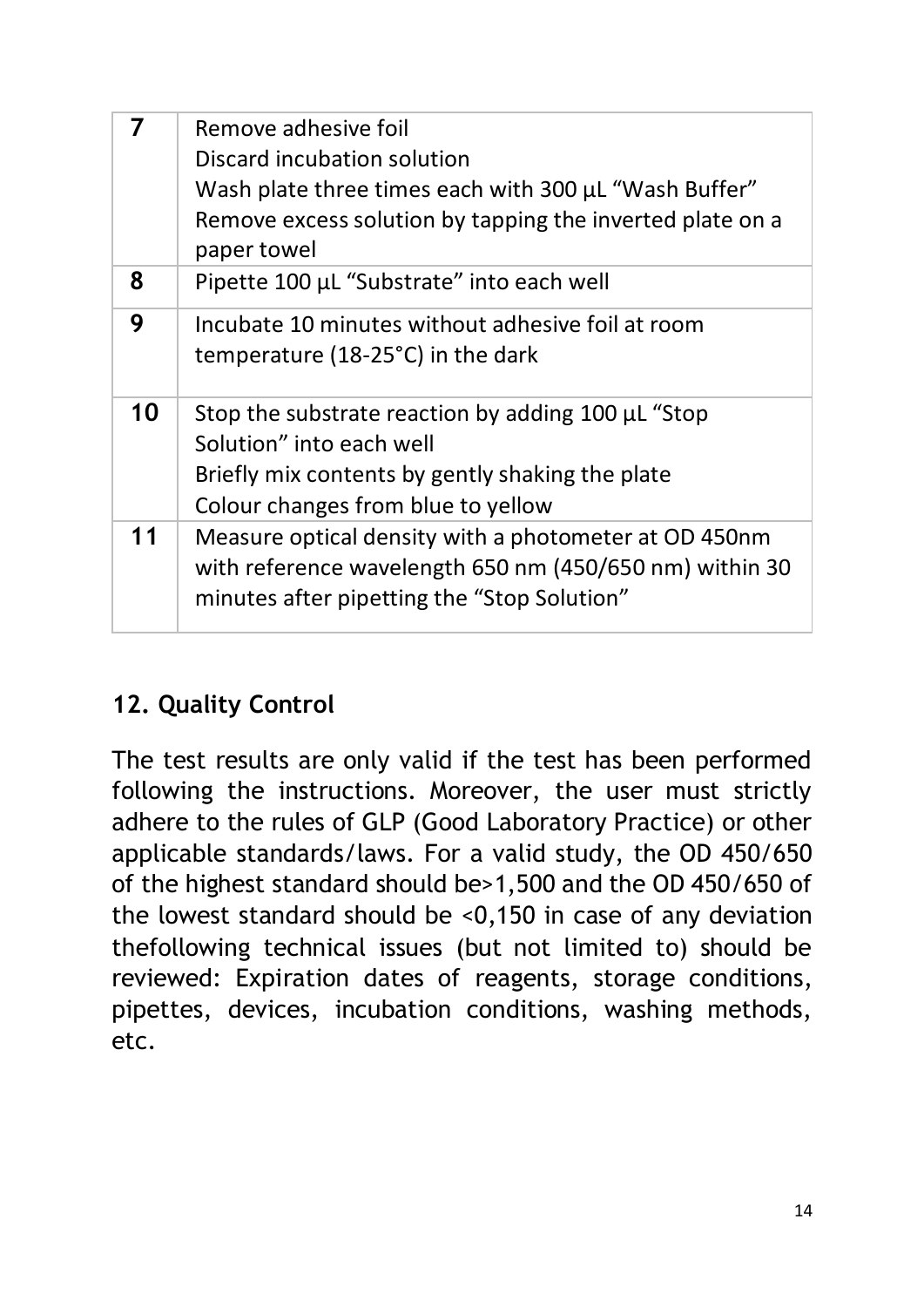| | |
|---|---|
| **7** | Remove adhesive foil<br>Discard incubation solution<br>Wash plate three times each with 300 µL "Wash Buffer"<br>Remove excess solution by tapping the inverted plate on a paper towel |
| **8** | Pipette 100 µL "Substrate" into each well |
| **9** | Incubate 10 minutes without adhesive foil at room temperature (18-25°C) in the dark |
| **10** | Stop the substrate reaction by adding 100 µL "Stop Solution" into each well<br>Briefly mix contents by gently shaking the plate<br>Colour changes from blue to yellow |
| **11** | Measure optical density with a photometer at OD 450nm with reference wavelength 650 nm (450/650 nm) within 30 minutes after pipetting the "Stop Solution" |

## 12. Quality Control

The test results are only valid if the test has been performed following the instructions. Moreover, the user must strictly adhere to the rules of GLP (Good Laboratory Practice) or other applicable standards/laws. For a valid study, the OD 450/650 of the highest standard should be>1,500 and the OD 450/650 of the lowest standard should be <0,150 in case of any deviation thefollowing technical issues (but not limited to) should be reviewed: Expiration dates of reagents, storage conditions, pipettes, devices, incubation conditions, washing methods, etc.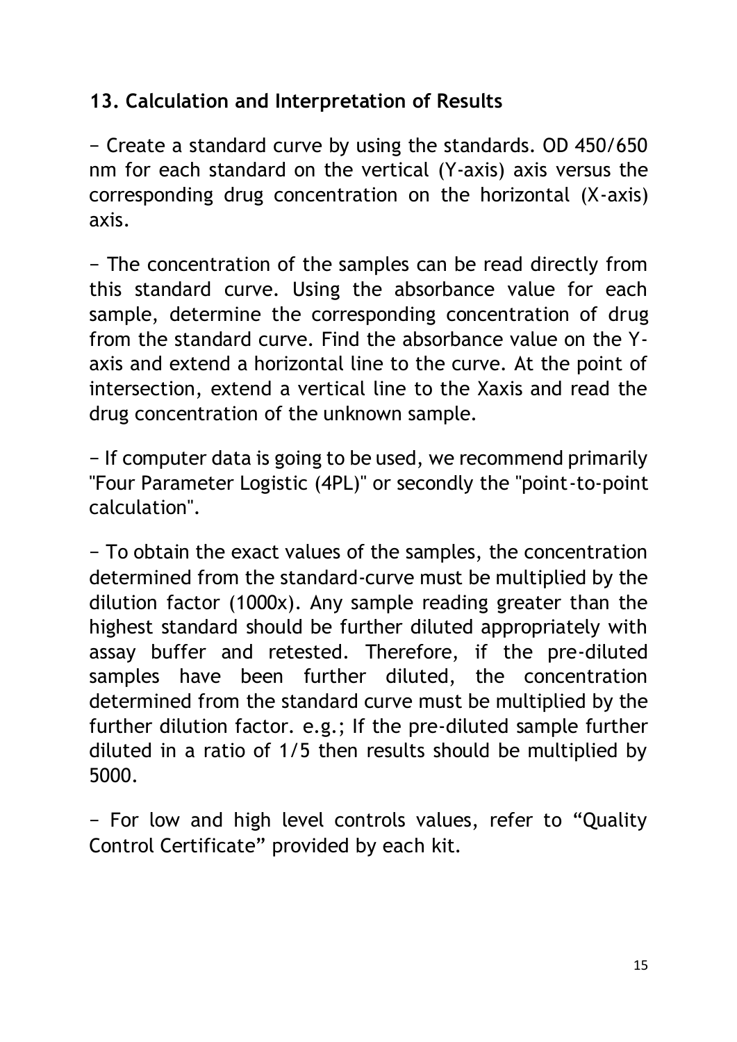## 13. Calculation and Interpretation of Results

− Create a standard curve by using the standards. OD 450/650 nm for each standard on the vertical (Y-axis) axis versus the corresponding drug concentration on the horizontal (X-axis) axis.

− The concentration of the samples can be read directly from this standard curve. Using the absorbance value for each sample, determine the corresponding concentration of drug from the standard curve. Find the absorbance value on the Y-axis and extend a horizontal line to the curve. At the point of intersection, extend a vertical line to the Xaxis and read the drug concentration of the unknown sample.

− If computer data is going to be used, we recommend primarily "Four Parameter Logistic (4PL)" or secondly the "point-to-point calculation".

− To obtain the exact values of the samples, the concentration determined from the standard-curve must be multiplied by the dilution factor (1000x). Any sample reading greater than the highest standard should be further diluted appropriately with assay buffer and retested. Therefore, if the pre-diluted samples have been further diluted, the concentration determined from the standard curve must be multiplied by the further dilution factor. e.g.; If the pre-diluted sample further diluted in a ratio of 1/5 then results should be multiplied by 5000.

− For low and high level controls values, refer to "Quality Control Certificate" provided by each kit.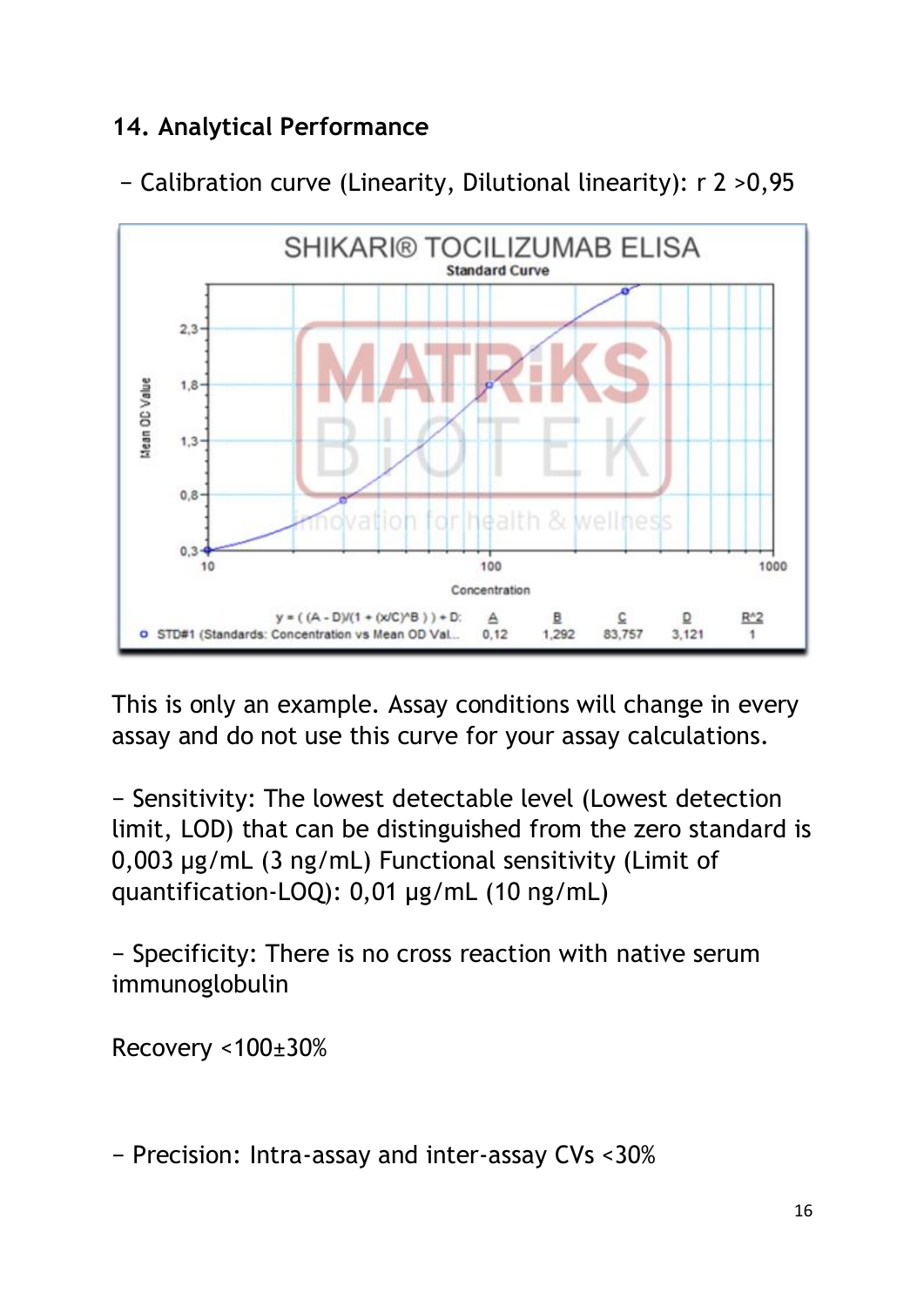## 14. Analytical Performance

− Calibration curve (Linearity, Dilutional linearity): r 2 >0,95

This is only an example. Assay conditions will change in every assay and do not use this curve for your assay calculations.

− Sensitivity: The lowest detectable level (Lowest detection limit, LOD) that can be distinguished from the zero standard is 0,003 µg/mL (3 ng/mL) Functional sensitivity (Limit of quantification-LOQ): 0,01 µg/mL (10 ng/mL)

− Specificity: There is no cross reaction with native serum immunoglobulin

Recovery <100±30%

− Precision: Intra-assay and inter-assay CVs <30%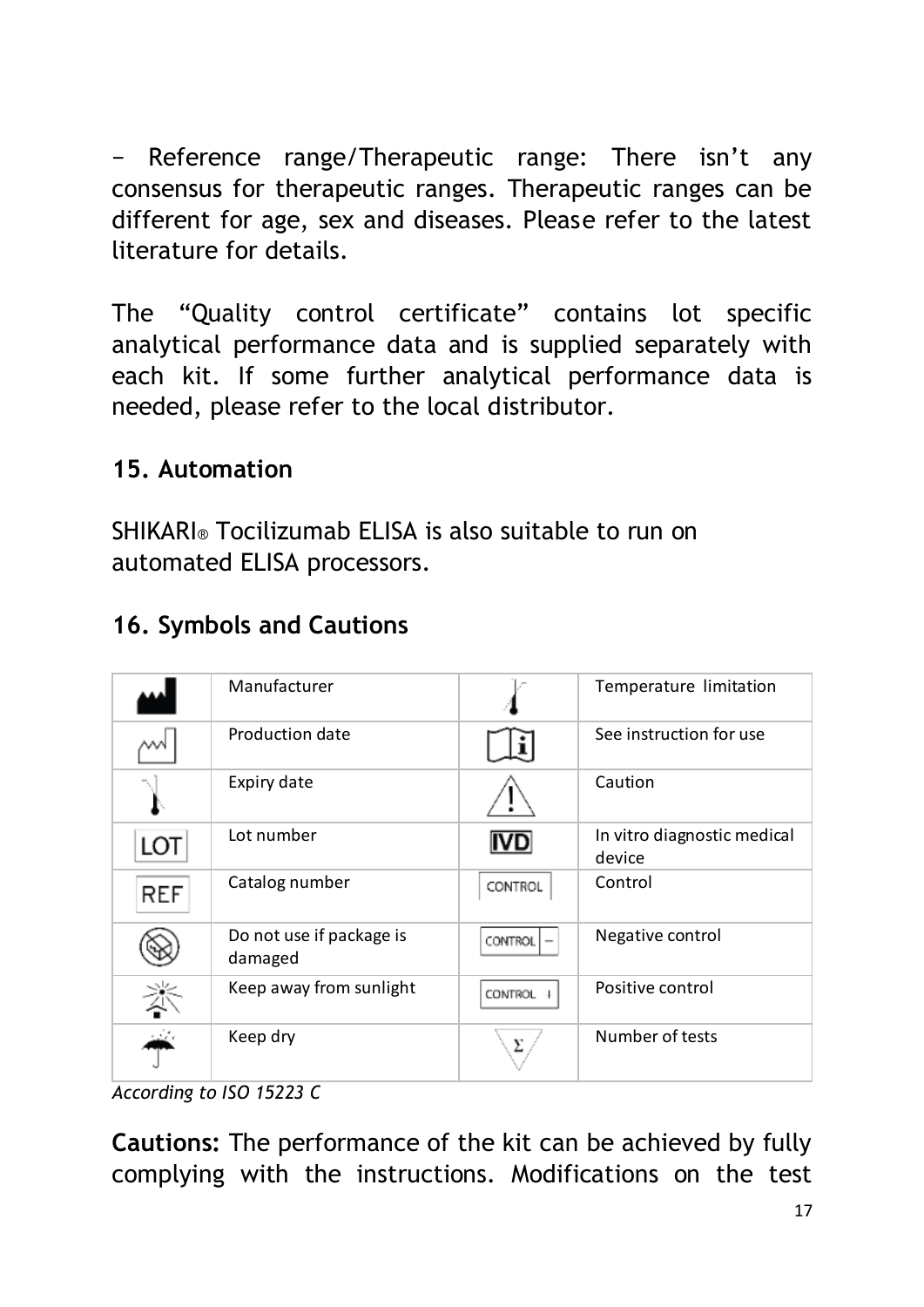− Reference range/Therapeutic range: There isn’t any consensus for therapeutic ranges. Therapeutic ranges can be different for age, sex and diseases. Please refer to the latest literature for details.

The “Quality control certificate” contains lot specific analytical performance data and is supplied separately with each kit. If some further analytical performance data is needed, please refer to the local distributor.

## 15. Automation

SHIKARI® Tocilizumab ELISA is also suitable to run on automated ELISA processors.

## 16. Symbols and Cautions

| Symbol | Meaning | Symbol | Meaning |
|---|---|---|---|
| | Manufacturer | | Temperature limitation |
| | Production date | | See instruction for use |
| | Expiry date | | Caution |
| LOT | Lot number | IVD | In vitro diagnostic medical device |
| REF | Catalog number | CONTROL | Control |
| | Do not use if package is damaged | CONTROL − | Negative control |
| | Keep away from sunlight | CONTROL + | Positive control |
| | Keep dry | Σ | Number of tests |

*According to ISO 15223 C*

**Cautions:** The performance of the kit can be achieved by fully complying with the instructions. Modifications on the test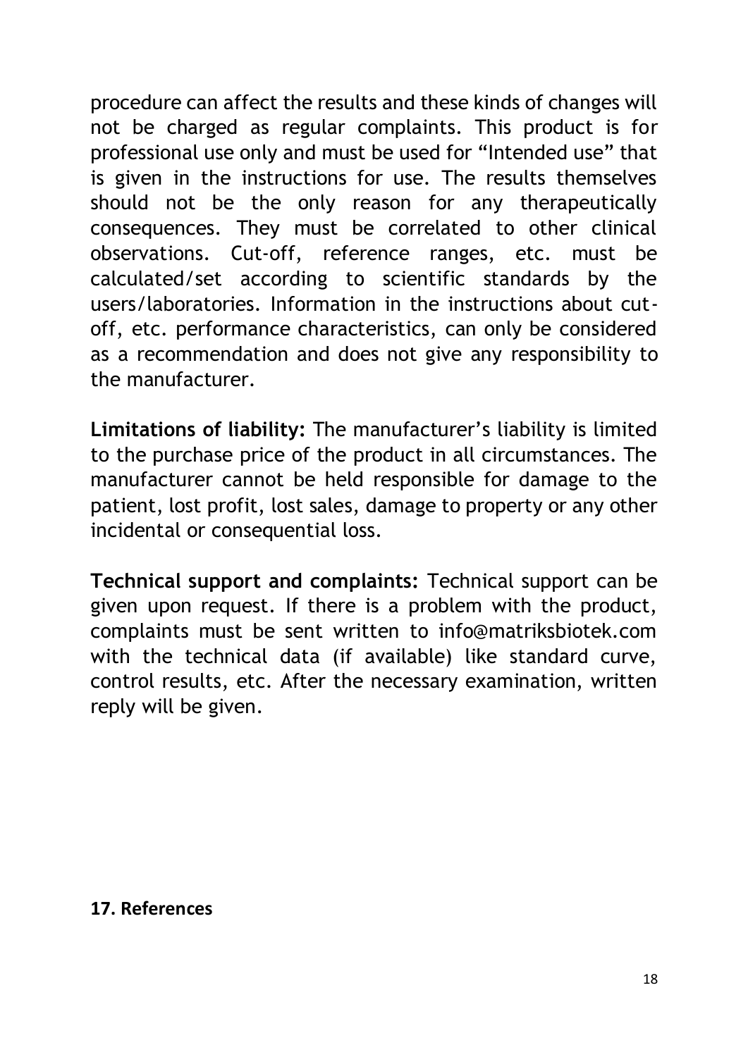procedure can affect the results and these kinds of changes will not be charged as regular complaints. This product is for professional use only and must be used for "Intended use" that is given in the instructions for use. The results themselves should not be the only reason for any therapeutically consequences. They must be correlated to other clinical observations. Cut-off, reference ranges, etc. must be calculated/set according to scientific standards by the users/laboratories. Information in the instructions about cut-off, etc. performance characteristics, can only be considered as a recommendation and does not give any responsibility to the manufacturer.

**Limitations of liability:** The manufacturer's liability is limited to the purchase price of the product in all circumstances. The manufacturer cannot be held responsible for damage to the patient, lost profit, lost sales, damage to property or any other incidental or consequential loss.

**Technical support and complaints:** Technical support can be given upon request. If there is a problem with the product, complaints must be sent written to info@matriksbiotek.com with the technical data (if available) like standard curve, control results, etc. After the necessary examination, written reply will be given.

## 17. References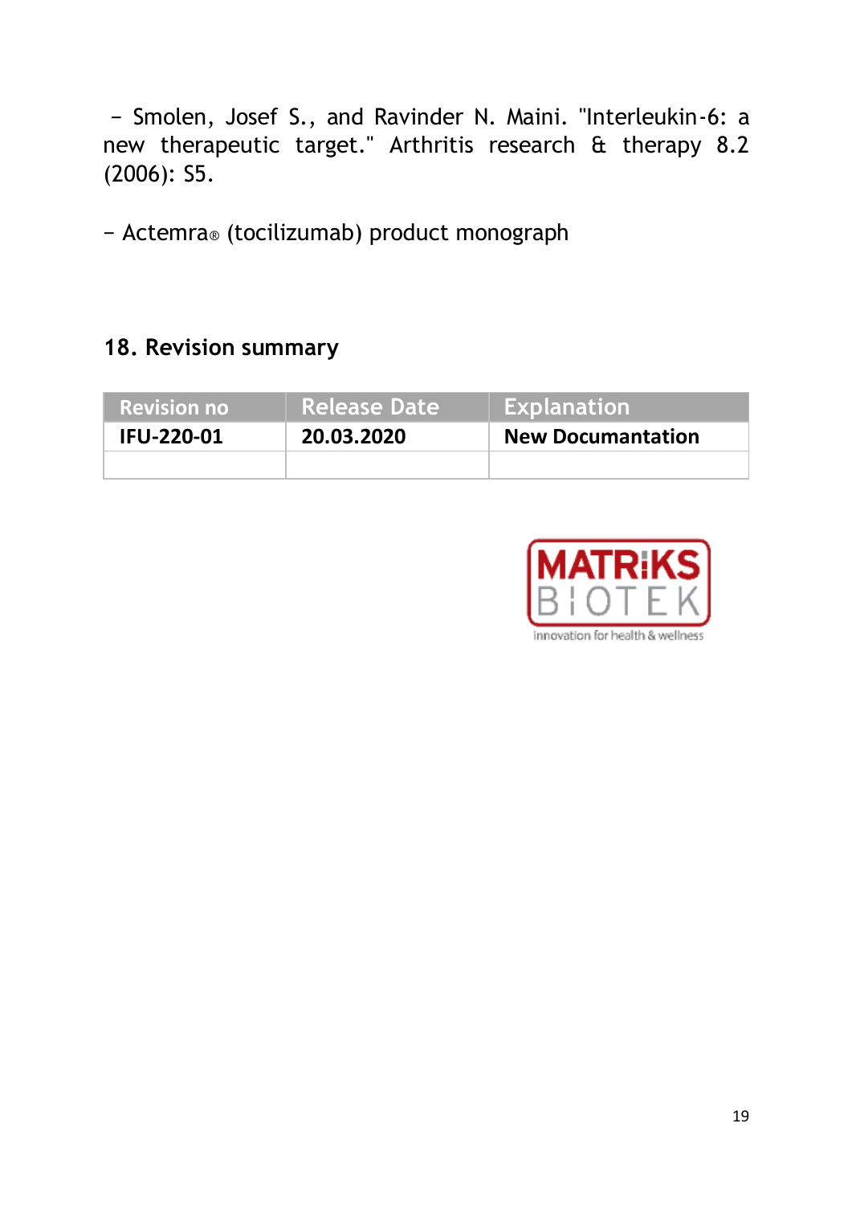- Smolen, Josef S., and Ravinder N. Maini. "Interleukin-6: a new therapeutic target." Arthritis research & therapy 8.2 (2006): S5.

- Actemra® (tocilizumab) product monograph

## 18. Revision summary

| Revision no | Release Date | Explanation |
|---|---|---|
| **IFU-220-01** | **20.03.2020** | **New Documantation** |
| | | |

MATRiKS BIOTEK
innovation for health & wellness